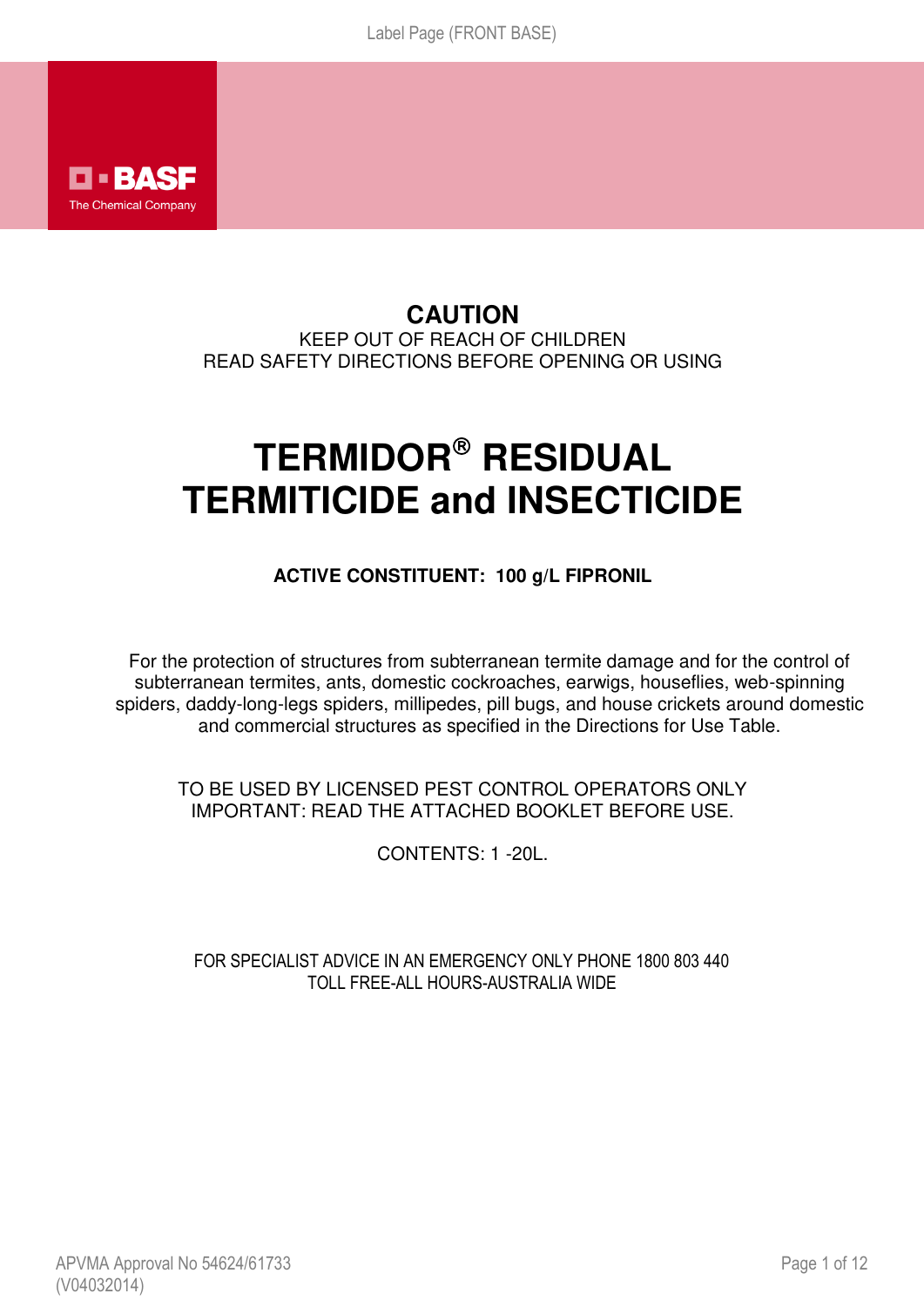BASF
The Chemical Company

**CAUTION**

KEEP OUT OF REACH OF CHILDREN

READ SAFETY DIRECTIONS BEFORE OPENING OR USING

# TERMIDOR® RESIDUAL TERMITICIDE and INSECTICIDE

**ACTIVE CONSTITUENT: 100 g/L FIPRONIL**

For the protection of structures from subterranean termite damage and for the control of subterranean termites, ants, domestic cockroaches, earwigs, houseflies, web-spinning spiders, daddy-long-legs spiders, millipedes, pill bugs, and house crickets around domestic and commercial structures as specified in the Directions for Use Table.

TO BE USED BY LICENSED PEST CONTROL OPERATORS ONLY

IMPORTANT: READ THE ATTACHED BOOKLET BEFORE USE.

CONTENTS: 1 -20L.

FOR SPECIALIST ADVICE IN AN EMERGENCY ONLY PHONE 1800 803 440

TOLL FREE-ALL HOURS-AUSTRALIA WIDE

APVMA Approval No 54624/61733

(V04032014)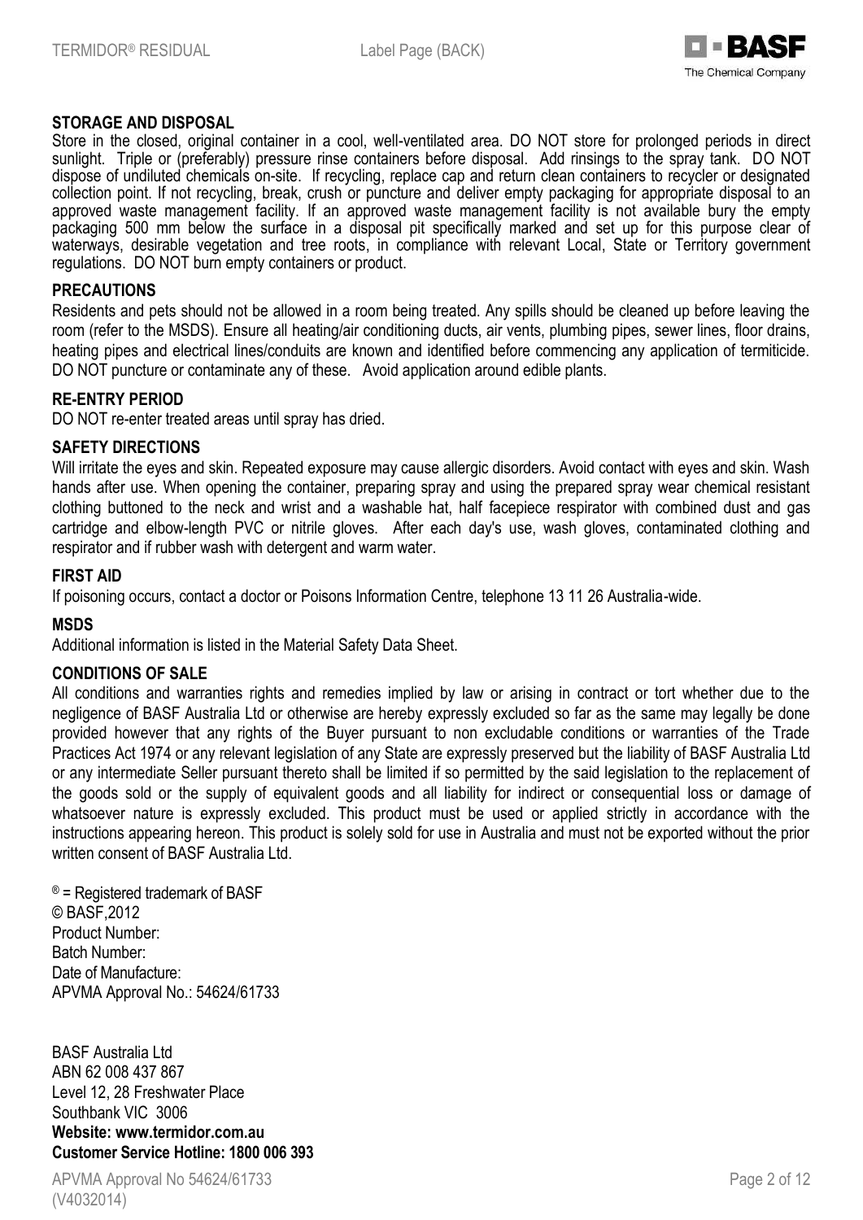## STORAGE AND DISPOSAL

Store in the closed, original container in a cool, well-ventilated area. DO NOT store for prolonged periods in direct sunlight. Triple or (preferably) pressure rinse containers before disposal. Add rinsings to the spray tank. DO NOT dispose of undiluted chemicals on-site. If recycling, replace cap and return clean containers to recycler or designated collection point. If not recycling, break, crush or puncture and deliver empty packaging for appropriate disposal to an approved waste management facility. If an approved waste management facility is not available bury the empty packaging 500 mm below the surface in a disposal pit specifically marked and set up for this purpose clear of waterways, desirable vegetation and tree roots, in compliance with relevant Local, State or Territory government regulations. DO NOT burn empty containers or product.

## PRECAUTIONS

Residents and pets should not be allowed in a room being treated. Any spills should be cleaned up before leaving the room (refer to the MSDS). Ensure all heating/air conditioning ducts, air vents, plumbing pipes, sewer lines, floor drains, heating pipes and electrical lines/conduits are known and identified before commencing any application of termiticide. DO NOT puncture or contaminate any of these. Avoid application around edible plants.

## RE-ENTRY PERIOD

DO NOT re-enter treated areas until spray has dried.

## SAFETY DIRECTIONS

Will irritate the eyes and skin. Repeated exposure may cause allergic disorders. Avoid contact with eyes and skin. Wash hands after use. When opening the container, preparing spray and using the prepared spray wear chemical resistant clothing buttoned to the neck and wrist and a washable hat, half facepiece respirator with combined dust and gas cartridge and elbow-length PVC or nitrile gloves. After each day's use, wash gloves, contaminated clothing and respirator and if rubber wash with detergent and warm water.

## FIRST AID

If poisoning occurs, contact a doctor or Poisons Information Centre, telephone 13 11 26 Australia-wide.

## MSDS

Additional information is listed in the Material Safety Data Sheet.

## CONDITIONS OF SALE

All conditions and warranties rights and remedies implied by law or arising in contract or tort whether due to the negligence of BASF Australia Ltd or otherwise are hereby expressly excluded so far as the same may legally be done provided however that any rights of the Buyer pursuant to non excludable conditions or warranties of the Trade Practices Act 1974 or any relevant legislation of any State are expressly preserved but the liability of BASF Australia Ltd or any intermediate Seller pursuant thereto shall be limited if so permitted by the said legislation to the replacement of the goods sold or the supply of equivalent goods and all liability for indirect or consequential loss or damage of whatsoever nature is expressly excluded. This product must be used or applied strictly in accordance with the instructions appearing hereon. This product is solely sold for use in Australia and must not be exported without the prior written consent of BASF Australia Ltd.

® = Registered trademark of BASF
© BASF,2012
Product Number:
Batch Number:
Date of Manufacture:
APVMA Approval No.: 54624/61733

BASF Australia Ltd
ABN 62 008 437 867
Level 12, 28 Freshwater Place
Southbank VIC 3006
**Website: www.termidor.com.au**
**Customer Service Hotline: 1800 006 393**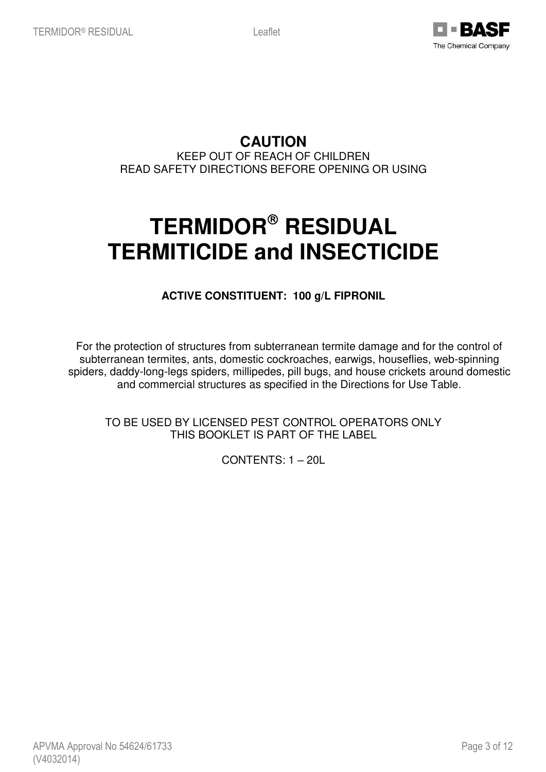**CAUTION**

KEEP OUT OF REACH OF CHILDREN

READ SAFETY DIRECTIONS BEFORE OPENING OR USING

# TERMIDOR® RESIDUAL TERMITICIDE and INSECTICIDE

**ACTIVE CONSTITUENT: 100 g/L FIPRONIL**

For the protection of structures from subterranean termite damage and for the control of subterranean termites, ants, domestic cockroaches, earwigs, houseflies, web-spinning spiders, daddy-long-legs spiders, millipedes, pill bugs, and house crickets around domestic and commercial structures as specified in the Directions for Use Table.

TO BE USED BY LICENSED PEST CONTROL OPERATORS ONLY

THIS BOOKLET IS PART OF THE LABEL

CONTENTS: 1 – 20L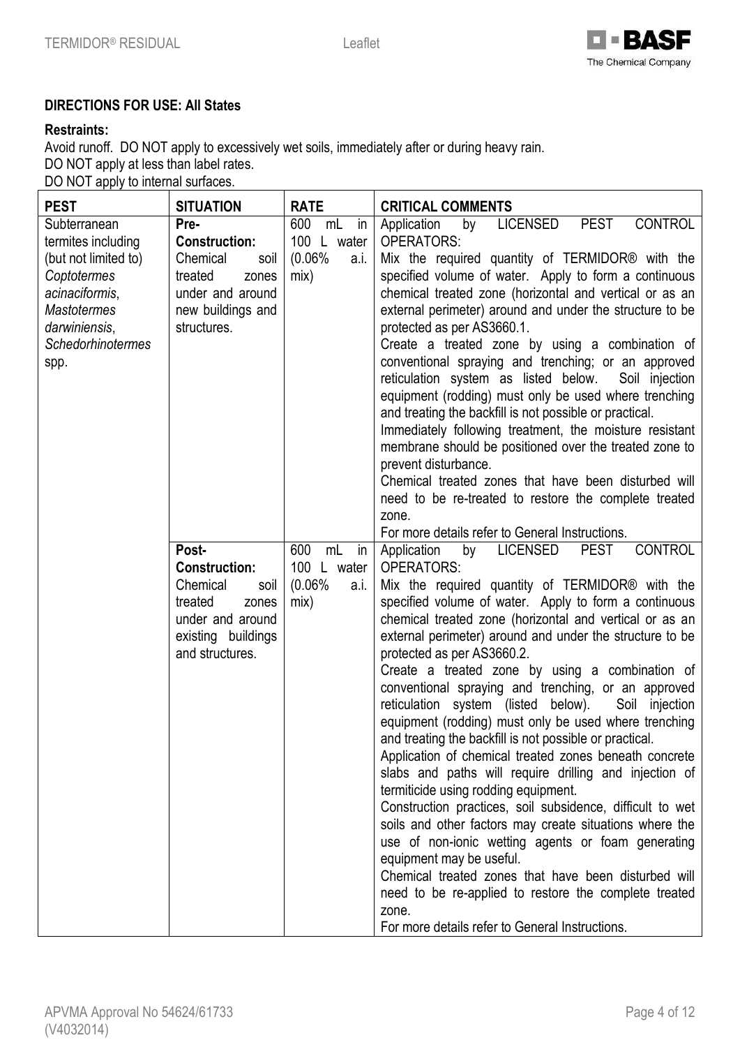## DIRECTIONS FOR USE: All States

**Restraints:**

Avoid runoff. DO NOT apply to excessively wet soils, immediately after or during heavy rain.
DO NOT apply at less than label rates.
DO NOT apply to internal surfaces.

| PEST | SITUATION | RATE | CRITICAL COMMENTS |
|---|---|---|---|
| Subterranean termites including (but not limited to) *Coptotermes acinaciformis*, *Mastotermes darwiniensis*, *Schedorhinotermes* spp. | **Pre-Construction:** Chemical soil treated zones under and around new buildings and structures. | 600 mL in 100 L water (0.06% a.i. mix) | Application by LICENSED PEST CONTROL OPERATORS:<br>Mix the required quantity of TERMIDOR® with the specified volume of water. Apply to form a continuous chemical treated zone (horizontal and vertical or as an external perimeter) around and under the structure to be protected as per AS3660.1.<br>Create a treated zone by using a combination of conventional spraying and trenching; or an approved reticulation system as listed below. Soil injection equipment (rodding) must only be used where trenching and treating the backfill is not possible or practical.<br>Immediately following treatment, the moisture resistant membrane should be positioned over the treated zone to prevent disturbance.<br>Chemical treated zones that have been disturbed will need to be re-treated to restore the complete treated zone.<br>For more details refer to General Instructions. |
| | **Post-Construction:** Chemical soil treated zones under and around existing buildings and structures. | 600 mL in 100 L water (0.06% a.i. mix) | Application by LICENSED PEST CONTROL OPERATORS:<br>Mix the required quantity of TERMIDOR® with the specified volume of water. Apply to form a continuous chemical treated zone (horizontal and vertical or as an external perimeter) around and under the structure to be protected as per AS3660.2.<br>Create a treated zone by using a combination of conventional spraying and trenching, or an approved reticulation system (listed below). Soil injection equipment (rodding) must only be used where trenching and treating the backfill is not possible or practical.<br>Application of chemical treated zones beneath concrete slabs and paths will require drilling and injection of termiticide using rodding equipment.<br>Construction practices, soil subsidence, difficult to wet soils and other factors may create situations where the use of non-ionic wetting agents or foam generating equipment may be useful.<br>Chemical treated zones that have been disturbed will need to be re-applied to restore the complete treated zone.<br>For more details refer to General Instructions. |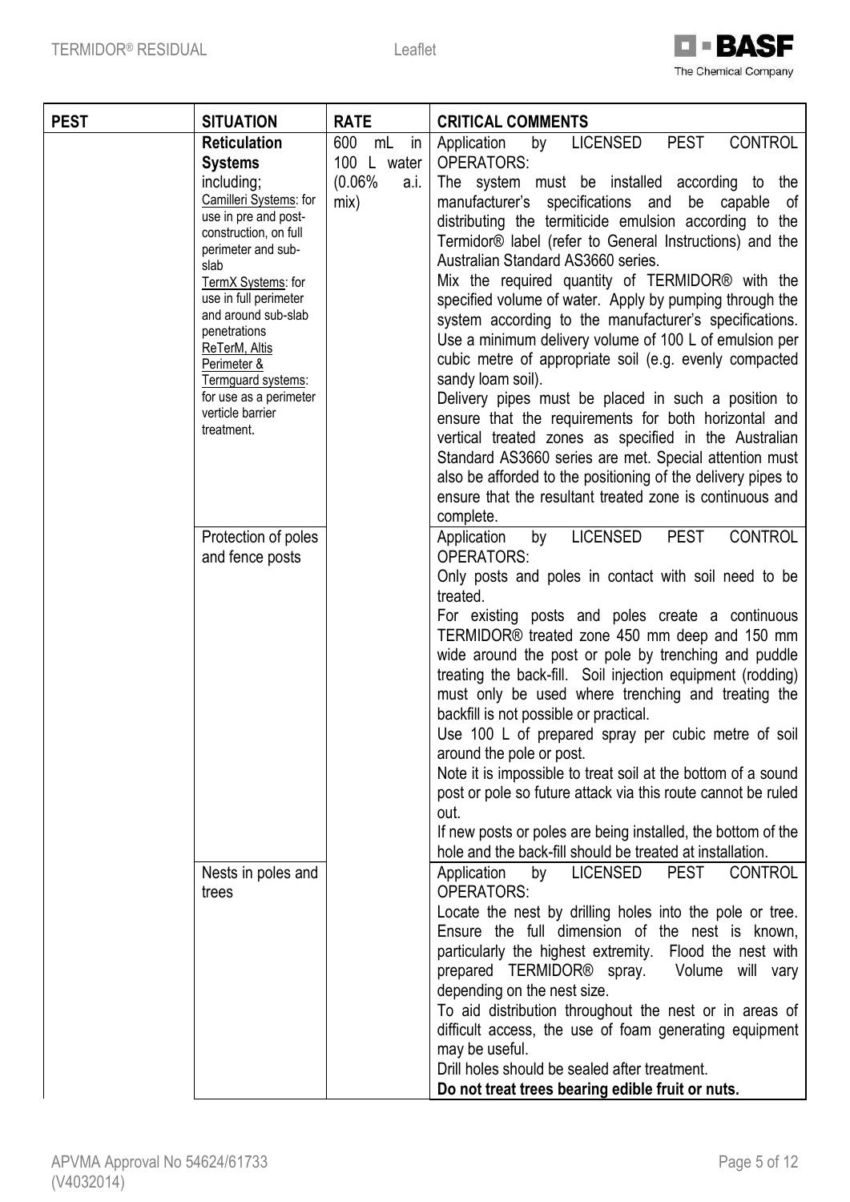| PEST | SITUATION | RATE | CRITICAL COMMENTS |
|---|---|---|---|
| | **Reticulation Systems** including; Camilleri Systems: for use in pre and post-construction, on full perimeter and sub-slab TermX Systems: for use in full perimeter and around sub-slab penetrations ReTerM, Altis Perimeter & Termguard systems: for use as a perimeter verticle barrier treatment. | 600 mL in 100 L water (0.06% a.i. mix) | Application by LICENSED PEST CONTROL OPERATORS: The system must be installed according to the manufacturer's specifications and be capable of distributing the termiticide emulsion according to the Termidor® label (refer to General Instructions) and the Australian Standard AS3660 series. Mix the required quantity of TERMIDOR® with the specified volume of water. Apply by pumping through the system according to the manufacturer's specifications. Use a minimum delivery volume of 100 L of emulsion per cubic metre of appropriate soil (e.g. evenly compacted sandy loam soil). Delivery pipes must be placed in such a position to ensure that the requirements for both horizontal and vertical treated zones as specified in the Australian Standard AS3660 series are met. Special attention must also be afforded to the positioning of the delivery pipes to ensure that the resultant treated zone is continuous and complete. |
| | Protection of poles and fence posts | | Application by LICENSED PEST CONTROL OPERATORS: Only posts and poles in contact with soil need to be treated. For existing posts and poles create a continuous TERMIDOR® treated zone 450 mm deep and 150 mm wide around the post or pole by trenching and puddle treating the back-fill. Soil injection equipment (rodding) must only be used where trenching and treating the backfill is not possible or practical. Use 100 L of prepared spray per cubic metre of soil around the pole or post. Note it is impossible to treat soil at the bottom of a sound post or pole so future attack via this route cannot be ruled out. If new posts or poles are being installed, the bottom of the hole and the back-fill should be treated at installation. |
| | Nests in poles and trees | | Application by LICENSED PEST CONTROL OPERATORS: Locate the nest by drilling holes into the pole or tree. Ensure the full dimension of the nest is known, particularly the highest extremity. Flood the nest with prepared TERMIDOR® spray. Volume will vary depending on the nest size. To aid distribution throughout the nest or in areas of difficult access, the use of foam generating equipment may be useful. Drill holes should be sealed after treatment. **Do not treat trees bearing edible fruit or nuts.** |

APVMA Approval No 54624/61733 (V4032014)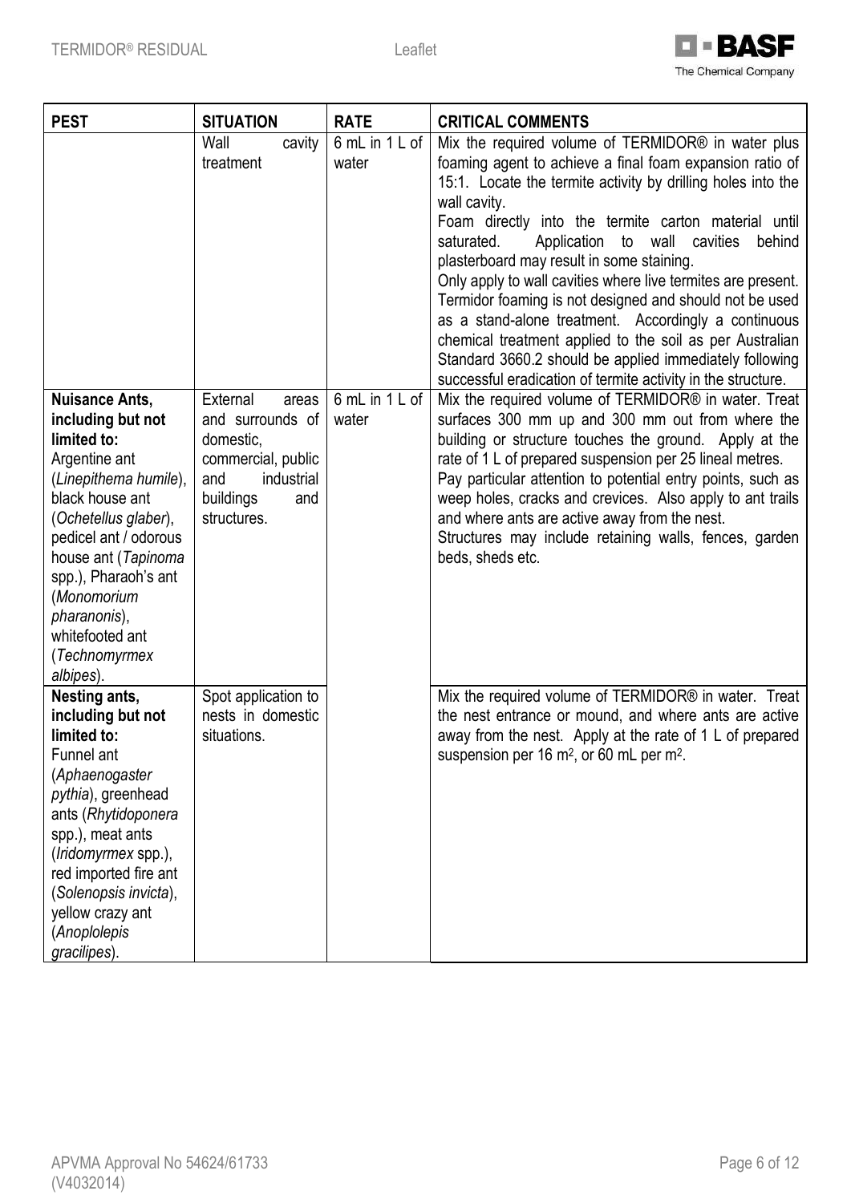| PEST | SITUATION | RATE | CRITICAL COMMENTS |
|---|---|---|---|
| | Wall cavity treatment | 6 mL in 1 L of water | Mix the required volume of TERMIDOR® in water plus foaming agent to achieve a final foam expansion ratio of 15:1. Locate the termite activity by drilling holes into the wall cavity.<br>Foam directly into the termite carton material until saturated. Application to wall cavities behind plasterboard may result in some staining.<br>Only apply to wall cavities where live termites are present. Termidor foaming is not designed and should not be used as a stand-alone treatment. Accordingly a continuous chemical treatment applied to the soil as per Australian Standard 3660.2 should be applied immediately following successful eradication of termite activity in the structure. |
| **Nuisance Ants, including but not limited to:** Argentine ant (*Linepithema humile*), black house ant (*Ochetellus glaber*), pedicel ant / odorous house ant (*Tapinoma* spp.), Pharaoh's ant (*Monomorium pharanonis*), whitefooted ant (*Technomyrmex albipes*). | External areas and surrounds of domestic, commercial, public and industrial buildings and structures. | 6 mL in 1 L of water | Mix the required volume of TERMIDOR® in water. Treat surfaces 300 mm up and 300 mm out from where the building or structure touches the ground. Apply at the rate of 1 L of prepared suspension per 25 lineal metres.<br>Pay particular attention to potential entry points, such as weep holes, cracks and crevices. Also apply to ant trails and where ants are active away from the nest.<br>Structures may include retaining walls, fences, garden beds, sheds etc. |
| **Nesting ants, including but not limited to:** Funnel ant (*Aphaenogaster pythia*), greenhead ants (*Rhytidoponera* spp.), meat ants (*Iridomyrmex* spp.), red imported fire ant (*Solenopsis invicta*), yellow crazy ant (*Anoplolepis gracilipes*). | Spot application to nests in domestic situations. | | Mix the required volume of TERMIDOR® in water. Treat the nest entrance or mound, and where ants are active away from the nest. Apply at the rate of 1 L of prepared suspension per 16 $m^2$, or 60 mL per $m^2$. |

APVMA Approval No 54624/61733
(V4032014)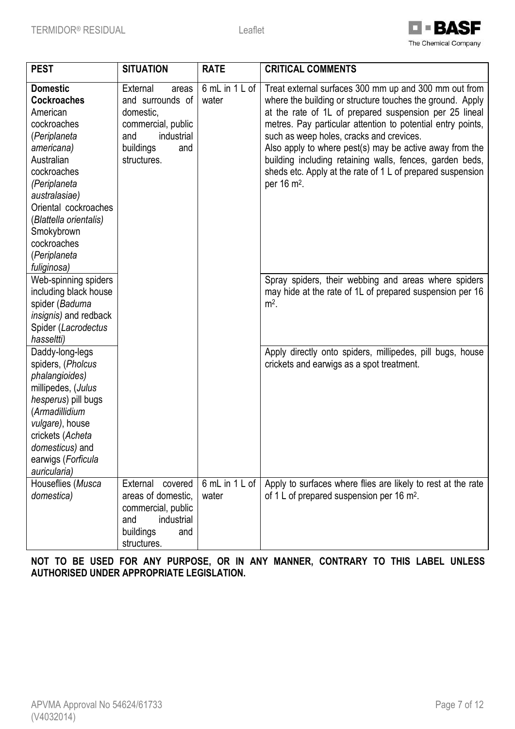| PEST | SITUATION | RATE | CRITICAL COMMENTS |
|---|---|---|---|
| **Domestic Cockroaches** American cockroaches (*Periplaneta americana)* Australian cockroaches *(Periplaneta australasiae)* Oriental cockroaches (*Blattella orientalis)* Smokybrown cockroaches (*Periplaneta fuliginosa)* | External areas and surrounds of domestic, commercial, public and industrial buildings and structures. | 6 mL in 1 L of water | Treat external surfaces 300 mm up and 300 mm out from where the building or structure touches the ground. Apply at the rate of 1L of prepared suspension per 25 lineal metres. Pay particular attention to potential entry points, such as weep holes, cracks and crevices. Also apply to where pest(s) may be active away from the building including retaining walls, fences, garden beds, sheds etc. Apply at the rate of 1 L of prepared suspension per 16 m². |
| Web-spinning spiders including black house spider (*Baduma insignis)* and redback Spider (*Lacrodectus hasseltti)* | | | Spray spiders, their webbing and areas where spiders may hide at the rate of 1L of prepared suspension per 16 m². |
| Daddy-long-legs spiders, (*Pholcus phalangioides)* millipedes, (*Julus hesperus*) pill bugs (*Armadillidium vulgare)*, house crickets (*Acheta domesticus)* and earwigs (*Forficula auricularia)* | | | Apply directly onto spiders, millipedes, pill bugs, house crickets and earwigs as a spot treatment. |
| Houseflies (*Musca domestica)* | External covered areas of domestic, commercial, public and industrial buildings and structures. | 6 mL in 1 L of water | Apply to surfaces where flies are likely to rest at the rate of 1 L of prepared suspension per 16 m². |

**NOT TO BE USED FOR ANY PURPOSE, OR IN ANY MANNER, CONTRARY TO THIS LABEL UNLESS AUTHORISED UNDER APPROPRIATE LEGISLATION.**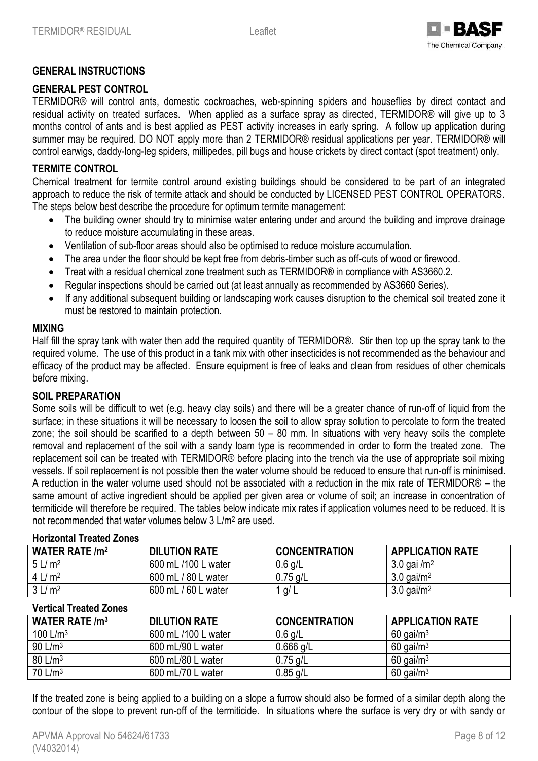## GENERAL INSTRUCTIONS

### GENERAL PEST CONTROL

TERMIDOR® will control ants, domestic cockroaches, web-spinning spiders and houseflies by direct contact and residual activity on treated surfaces. When applied as a surface spray as directed, TERMIDOR® will give up to 3 months control of ants and is best applied as PEST activity increases in early spring. A follow up application during summer may be required. DO NOT apply more than 2 TERMIDOR® residual applications per year. TERMIDOR® will control earwigs, daddy-long-leg spiders, millipedes, pill bugs and house crickets by direct contact (spot treatment) only.

### TERMITE CONTROL

Chemical treatment for termite control around existing buildings should be considered to be part of an integrated approach to reduce the risk of termite attack and should be conducted by LICENSED PEST CONTROL OPERATORS. The steps below best describe the procedure for optimum termite management:

- The building owner should try to minimise water entering under and around the building and improve drainage to reduce moisture accumulating in these areas.
- Ventilation of sub-floor areas should also be optimised to reduce moisture accumulation.
- The area under the floor should be kept free from debris-timber such as off-cuts of wood or firewood.
- Treat with a residual chemical zone treatment such as TERMIDOR® in compliance with AS3660.2.
- Regular inspections should be carried out (at least annually as recommended by AS3660 Series).
- If any additional subsequent building or landscaping work causes disruption to the chemical soil treated zone it must be restored to maintain protection.

### MIXING

Half fill the spray tank with water then add the required quantity of TERMIDOR®. Stir then top up the spray tank to the required volume. The use of this product in a tank mix with other insecticides is not recommended as the behaviour and efficacy of the product may be affected. Ensure equipment is free of leaks and clean from residues of other chemicals before mixing.

### SOIL PREPARATION

Some soils will be difficult to wet (e.g. heavy clay soils) and there will be a greater chance of run-off of liquid from the surface; in these situations it will be necessary to loosen the soil to allow spray solution to percolate to form the treated zone; the soil should be scarified to a depth between 50 – 80 mm. In situations with very heavy soils the complete removal and replacement of the soil with a sandy loam type is recommended in order to form the treated zone. The replacement soil can be treated with TERMIDOR® before placing into the trench via the use of appropriate soil mixing vessels. If soil replacement is not possible then the water volume should be reduced to ensure that run-off is minimised. A reduction in the water volume used should not be associated with a reduction in the mix rate of TERMIDOR® – the same amount of active ingredient should be applied per given area or volume of soil; an increase in concentration of termiticide will therefore be required. The tables below indicate mix rates if application volumes need to be reduced. It is not recommended that water volumes below 3 L/m² are used.

**Horizontal Treated Zones**

| WATER RATE /m² | DILUTION RATE | CONCENTRATION | APPLICATION RATE |
|---|---|---|---|
| 5 L/ m² | 600 mL /100 L water | 0.6 g/L | 3.0 gai /m² |
| 4 L/ m² | 600 mL / 80 L water | 0.75 g/L | 3.0 gai/m² |
| 3 L/ m² | 600 mL / 60 L water | 1 g/ L | 3.0 gai/m² |

**Vertical Treated Zones**

| WATER RATE /m³ | DILUTION RATE | CONCENTRATION | APPLICATION RATE |
|---|---|---|---|
| 100 L/m³ | 600 mL /100 L water | 0.6 g/L | 60 gai/m³ |
| 90 L/m³ | 600 mL/90 L water | 0.666 g/L | 60 gai/m³ |
| 80 L/m³ | 600 mL/80 L water | 0.75 g/L | 60 gai/m³ |
| 70 L/m³ | 600 mL/70 L water | 0.85 g/L | 60 gai/m³ |

If the treated zone is being applied to a building on a slope a furrow should also be formed of a similar depth along the contour of the slope to prevent run-off of the termiticide. In situations where the surface is very dry or with sandy or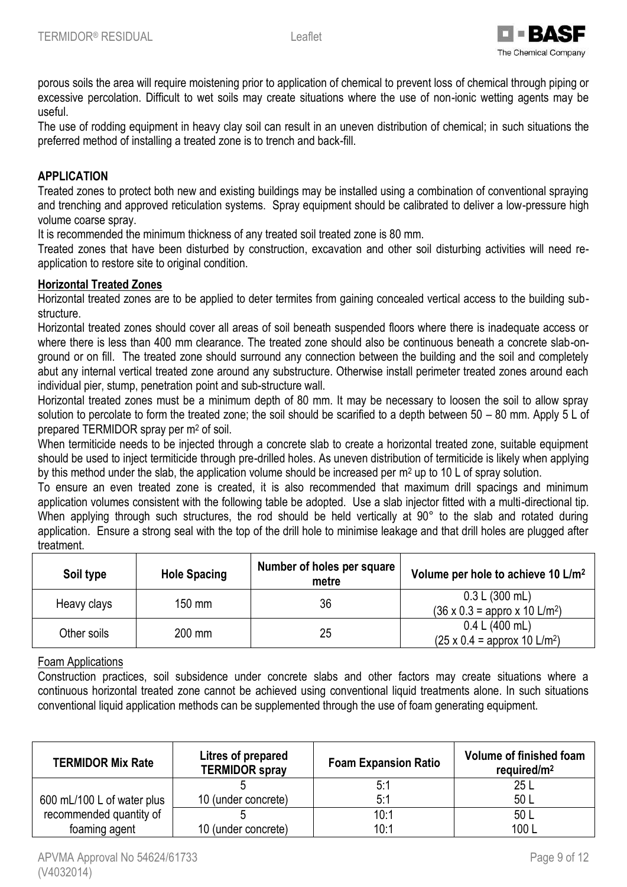porous soils the area will require moistening prior to application of chemical to prevent loss of chemical through piping or excessive percolation. Difficult to wet soils may create situations where the use of non-ionic wetting agents may be useful.

The use of rodding equipment in heavy clay soil can result in an uneven distribution of chemical; in such situations the preferred method of installing a treated zone is to trench and back-fill.

## APPLICATION

Treated zones to protect both new and existing buildings may be installed using a combination of conventional spraying and trenching and approved reticulation systems. Spray equipment should be calibrated to deliver a low-pressure high volume coarse spray.

It is recommended the minimum thickness of any treated soil treated zone is 80 mm.

Treated zones that have been disturbed by construction, excavation and other soil disturbing activities will need re-application to restore site to original condition.

### Horizontal Treated Zones

Horizontal treated zones are to be applied to deter termites from gaining concealed vertical access to the building sub-structure.

Horizontal treated zones should cover all areas of soil beneath suspended floors where there is inadequate access or where there is less than 400 mm clearance. The treated zone should also be continuous beneath a concrete slab-on-ground or on fill. The treated zone should surround any connection between the building and the soil and completely abut any internal vertical treated zone around any substructure. Otherwise install perimeter treated zones around each individual pier, stump, penetration point and sub-structure wall.

Horizontal treated zones must be a minimum depth of 80 mm. It may be necessary to loosen the soil to allow spray solution to percolate to form the treated zone; the soil should be scarified to a depth between 50 – 80 mm. Apply 5 L of prepared TERMIDOR spray per m$^2$ of soil.

When termiticide needs to be injected through a concrete slab to create a horizontal treated zone, suitable equipment should be used to inject termiticide through pre-drilled holes. As uneven distribution of termiticide is likely when applying by this method under the slab, the application volume should be increased per m$^2$ up to 10 L of spray solution.

To ensure an even treated zone is created, it is also recommended that maximum drill spacings and minimum application volumes consistent with the following table be adopted. Use a slab injector fitted with a multi-directional tip. When applying through such structures, the rod should be held vertically at 90° to the slab and rotated during application. Ensure a strong seal with the top of the drill hole to minimise leakage and that drill holes are plugged after treatment.

| Soil type | Hole Spacing | Number of holes per square metre | Volume per hole to achieve 10 L/m$^2$ |
|---|---|---|---|
| Heavy clays | 150 mm | 36 | 0.3 L (300 mL) (36 x 0.3 = appro x 10 L/m$^2$) |
| Other soils | 200 mm | 25 | 0.4 L (400 mL) (25 x 0.4 = approx 10 L/m$^2$) |

#### Foam Applications

Construction practices, soil subsidence under concrete slabs and other factors may create situations where a continuous horizontal treated zone cannot be achieved using conventional liquid treatments alone. In such situations conventional liquid application methods can be supplemented through the use of foam generating equipment.

| TERMIDOR Mix Rate | Litres of prepared TERMIDOR spray | Foam Expansion Ratio | Volume of finished foam required/m$^2$ |
|---|---|---|---|
| 600 mL/100 L of water plus recommended quantity of foaming agent | 5 | 5:1 | 25 L |
| | 10 (under concrete) | 5:1 | 50 L |
| | 5 | 10:1 | 50 L |
| | 10 (under concrete) | 10:1 | 100 L |

APVMA Approval No 54624/61733 (V4032014)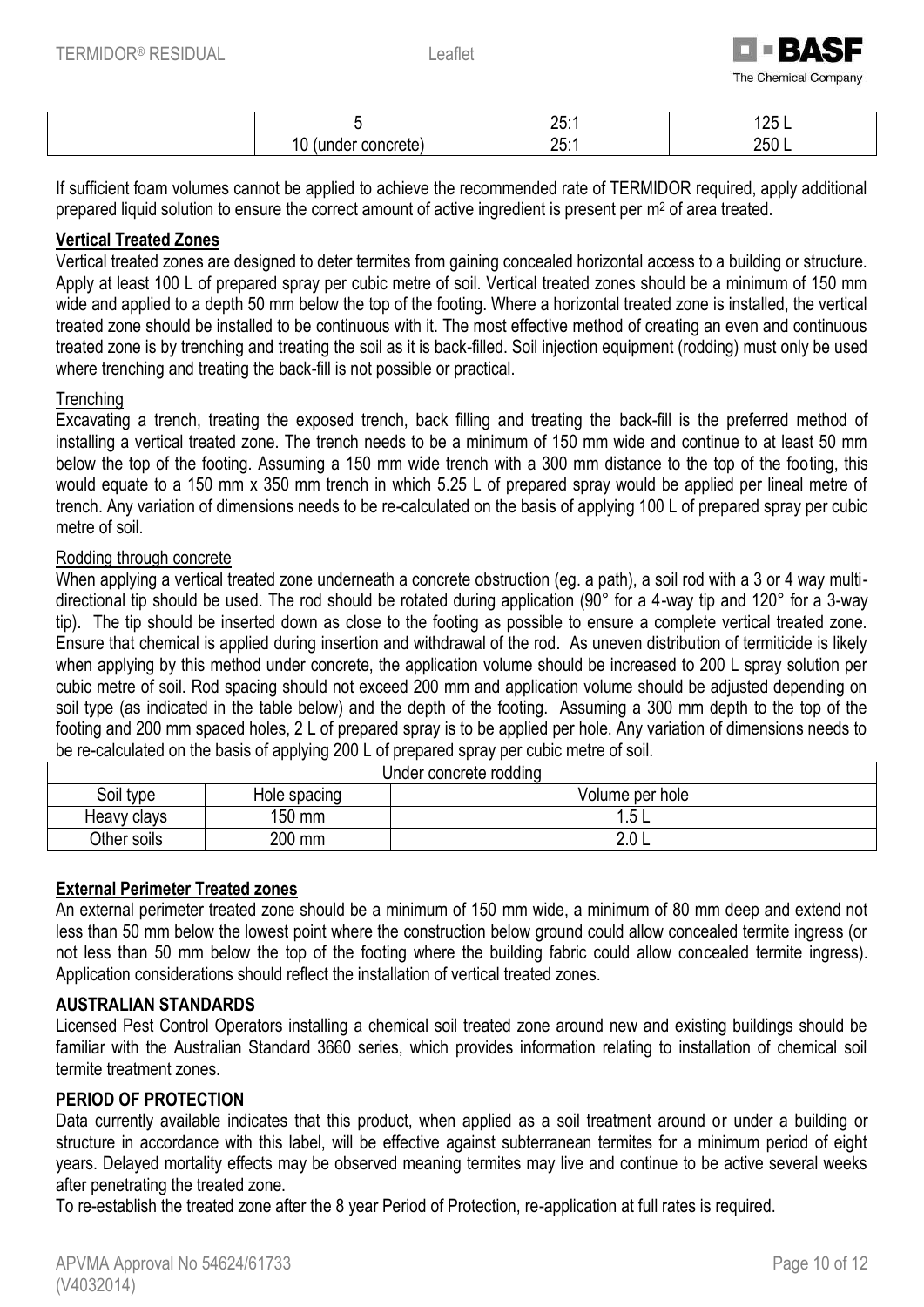|  | 5 | 25:1 | 125 L |
|---|---|---|---|
|  | 10 (under concrete) | 25:1 | 250 L |

If sufficient foam volumes cannot be applied to achieve the recommended rate of TERMIDOR required, apply additional prepared liquid solution to ensure the correct amount of active ingredient is present per m$^2$ of area treated.

**Vertical Treated Zones**

Vertical treated zones are designed to deter termites from gaining concealed horizontal access to a building or structure. Apply at least 100 L of prepared spray per cubic metre of soil. Vertical treated zones should be a minimum of 150 mm wide and applied to a depth 50 mm below the top of the footing. Where a horizontal treated zone is installed, the vertical treated zone should be installed to be continuous with it. The most effective method of creating an even and continuous treated zone is by trenching and treating the soil as it is back-filled. Soil injection equipment (rodding) must only be used where trenching and treating the back-fill is not possible or practical.

Trenching

Excavating a trench, treating the exposed trench, back filling and treating the back-fill is the preferred method of installing a vertical treated zone. The trench needs to be a minimum of 150 mm wide and continue to at least 50 mm below the top of the footing. Assuming a 150 mm wide trench with a 300 mm distance to the top of the footing, this would equate to a 150 mm x 350 mm trench in which 5.25 L of prepared spray would be applied per lineal metre of trench. Any variation of dimensions needs to be re-calculated on the basis of applying 100 L of prepared spray per cubic metre of soil.

Rodding through concrete

When applying a vertical treated zone underneath a concrete obstruction (eg. a path), a soil rod with a 3 or 4 way multi-directional tip should be used. The rod should be rotated during application (90° for a 4-way tip and 120° for a 3-way tip). The tip should be inserted down as close to the footing as possible to ensure a complete vertical treated zone. Ensure that chemical is applied during insertion and withdrawal of the rod. As uneven distribution of termiticide is likely when applying by this method under concrete, the application volume should be increased to 200 L spray solution per cubic metre of soil. Rod spacing should not exceed 200 mm and application volume should be adjusted depending on soil type (as indicated in the table below) and the depth of the footing. Assuming a 300 mm depth to the top of the footing and 200 mm spaced holes, 2 L of prepared spray is to be applied per hole. Any variation of dimensions needs to be re-calculated on the basis of applying 200 L of prepared spray per cubic metre of soil.

| Under concrete rodding | | |
|---|---|---|
| Soil type | Hole spacing | Volume per hole |
| Heavy clays | 150 mm | 1.5 L |
| Other soils | 200 mm | 2.0 L |

**External Perimeter Treated zones**

An external perimeter treated zone should be a minimum of 150 mm wide, a minimum of 80 mm deep and extend not less than 50 mm below the lowest point where the construction below ground could allow concealed termite ingress (or not less than 50 mm below the top of the footing where the building fabric could allow concealed termite ingress). Application considerations should reflect the installation of vertical treated zones.

**AUSTRALIAN STANDARDS**

Licensed Pest Control Operators installing a chemical soil treated zone around new and existing buildings should be familiar with the Australian Standard 3660 series, which provides information relating to installation of chemical soil termite treatment zones.

**PERIOD OF PROTECTION**

Data currently available indicates that this product, when applied as a soil treatment around or under a building or structure in accordance with this label, will be effective against subterranean termites for a minimum period of eight years. Delayed mortality effects may be observed meaning termites may live and continue to be active several weeks after penetrating the treated zone.

To re-establish the treated zone after the 8 year Period of Protection, re-application at full rates is required.

APVMA Approval No 54624/61733
(V4032014)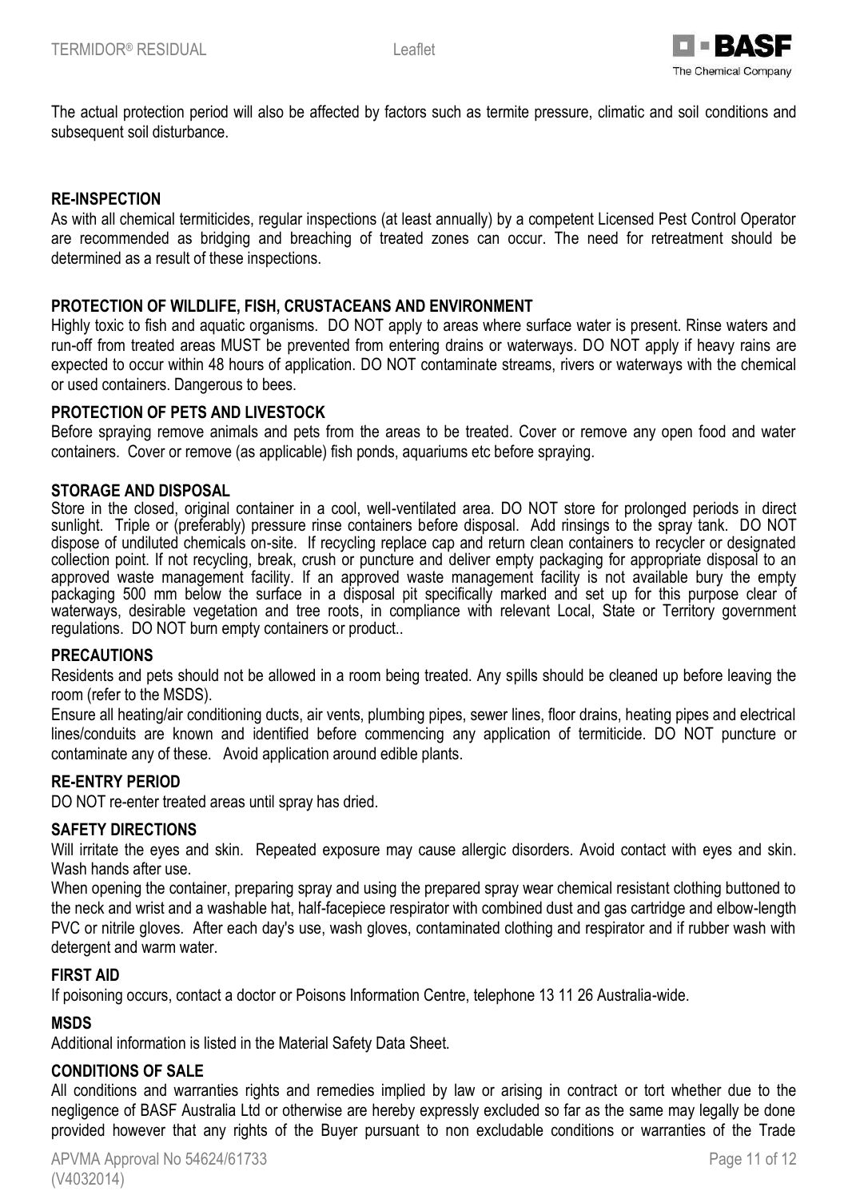The actual protection period will also be affected by factors such as termite pressure, climatic and soil conditions and subsequent soil disturbance.

## RE-INSPECTION

As with all chemical termiticides, regular inspections (at least annually) by a competent Licensed Pest Control Operator are recommended as bridging and breaching of treated zones can occur. The need for retreatment should be determined as a result of these inspections.

## PROTECTION OF WILDLIFE, FISH, CRUSTACEANS AND ENVIRONMENT

Highly toxic to fish and aquatic organisms. DO NOT apply to areas where surface water is present. Rinse waters and run-off from treated areas MUST be prevented from entering drains or waterways. DO NOT apply if heavy rains are expected to occur within 48 hours of application. DO NOT contaminate streams, rivers or waterways with the chemical or used containers. Dangerous to bees.

## PROTECTION OF PETS AND LIVESTOCK

Before spraying remove animals and pets from the areas to be treated. Cover or remove any open food and water containers. Cover or remove (as applicable) fish ponds, aquariums etc before spraying.

## STORAGE AND DISPOSAL

Store in the closed, original container in a cool, well-ventilated area. DO NOT store for prolonged periods in direct sunlight. Triple or (preferably) pressure rinse containers before disposal. Add rinsings to the spray tank. DO NOT dispose of undiluted chemicals on-site. If recycling replace cap and return clean containers to recycler or designated collection point. If not recycling, break, crush or puncture and deliver empty packaging for appropriate disposal to an approved waste management facility. If an approved waste management facility is not available bury the empty packaging 500 mm below the surface in a disposal pit specifically marked and set up for this purpose clear of waterways, desirable vegetation and tree roots, in compliance with relevant Local, State or Territory government regulations. DO NOT burn empty containers or product..

## PRECAUTIONS

Residents and pets should not be allowed in a room being treated. Any spills should be cleaned up before leaving the room (refer to the MSDS).

Ensure all heating/air conditioning ducts, air vents, plumbing pipes, sewer lines, floor drains, heating pipes and electrical lines/conduits are known and identified before commencing any application of termiticide. DO NOT puncture or contaminate any of these. Avoid application around edible plants.

## RE-ENTRY PERIOD

DO NOT re-enter treated areas until spray has dried.

## SAFETY DIRECTIONS

Will irritate the eyes and skin. Repeated exposure may cause allergic disorders. Avoid contact with eyes and skin. Wash hands after use.

When opening the container, preparing spray and using the prepared spray wear chemical resistant clothing buttoned to the neck and wrist and a washable hat, half-facepiece respirator with combined dust and gas cartridge and elbow-length PVC or nitrile gloves. After each day's use, wash gloves, contaminated clothing and respirator and if rubber wash with detergent and warm water.

## FIRST AID

If poisoning occurs, contact a doctor or Poisons Information Centre, telephone 13 11 26 Australia-wide.

## MSDS

Additional information is listed in the Material Safety Data Sheet.

## CONDITIONS OF SALE

All conditions and warranties rights and remedies implied by law or arising in contract or tort whether due to the negligence of BASF Australia Ltd or otherwise are hereby expressly excluded so far as the same may legally be done provided however that any rights of the Buyer pursuant to non excludable conditions or warranties of the Trade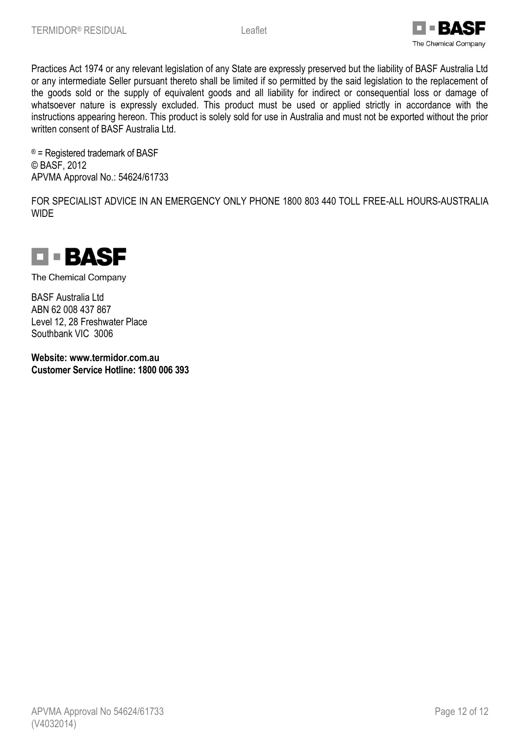Practices Act 1974 or any relevant legislation of any State are expressly preserved but the liability of BASF Australia Ltd or any intermediate Seller pursuant thereto shall be limited if so permitted by the said legislation to the replacement of the goods sold or the supply of equivalent goods and all liability for indirect or consequential loss or damage of whatsoever nature is expressly excluded. This product must be used or applied strictly in accordance with the instructions appearing hereon. This product is solely sold for use in Australia and must not be exported without the prior written consent of BASF Australia Ltd.

® = Registered trademark of BASF
© BASF, 2012
APVMA Approval No.: 54624/61733

FOR SPECIALIST ADVICE IN AN EMERGENCY ONLY PHONE 1800 803 440 TOLL FREE-ALL HOURS-AUSTRALIA WIDE

BASF
The Chemical Company

BASF Australia Ltd
ABN 62 008 437 867
Level 12, 28 Freshwater Place
Southbank VIC 3006

**Website: www.termidor.com.au**
**Customer Service Hotline: 1800 006 393**